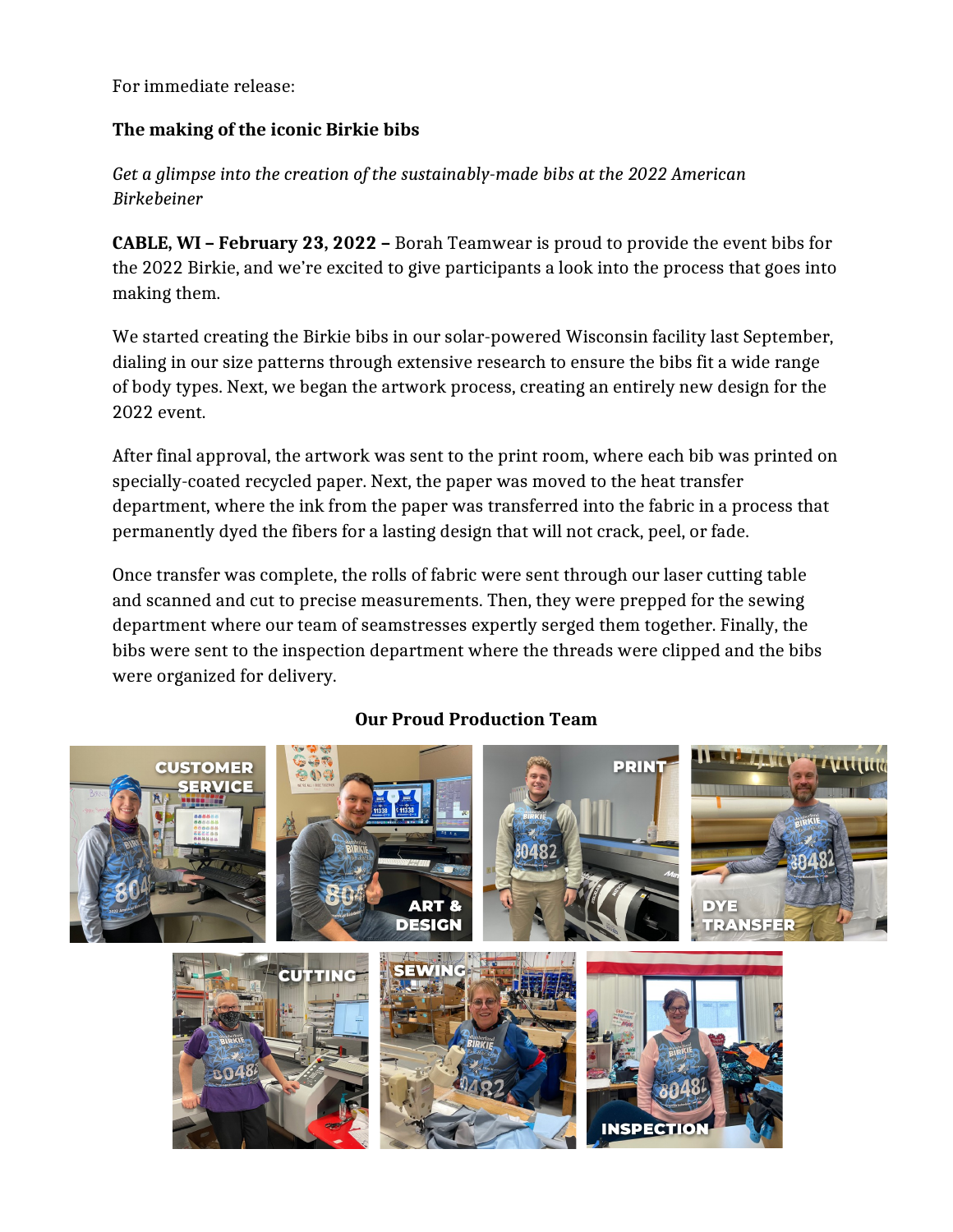For immediate release:

**The making of the iconic Birkie bibs**

*Get a glimpse into the creation of the sustainably-made bibs at the 2022 American Birkebeiner*

**CABLE, WI – February 23, 2022 –** Borah Teamwear is proud to provide the event bibs for the 2022 Birkie, and we're excited to give participants a look into the process that goes into making them.

We started creating the Birkie bibs in our solar-powered Wisconsin facility last September, dialing in our size patterns through extensive research to ensure the bibs fit a wide range of body types. Next, we began the artwork process, creating an entirely new design for the 2022 event.

After final approval, the artwork was sent to the print room, where each bib was printed on specially-coated recycled paper. Next, the paper was moved to the heat transfer department, where the ink from the paper was transferred into the fabric in a process that permanently dyed the fibers for a lasting design that will not crack, peel, or fade.

Once transfer was complete, the rolls of fabric were sent through our laser cutting table and scanned and cut to precise measurements. Then, they were prepped for the sewing department where our team of seamstresses expertly serged them together. Finally, the bibs were sent to the inspection department where the threads were clipped and the bibs were organized for delivery.

**Our Proud Production Team**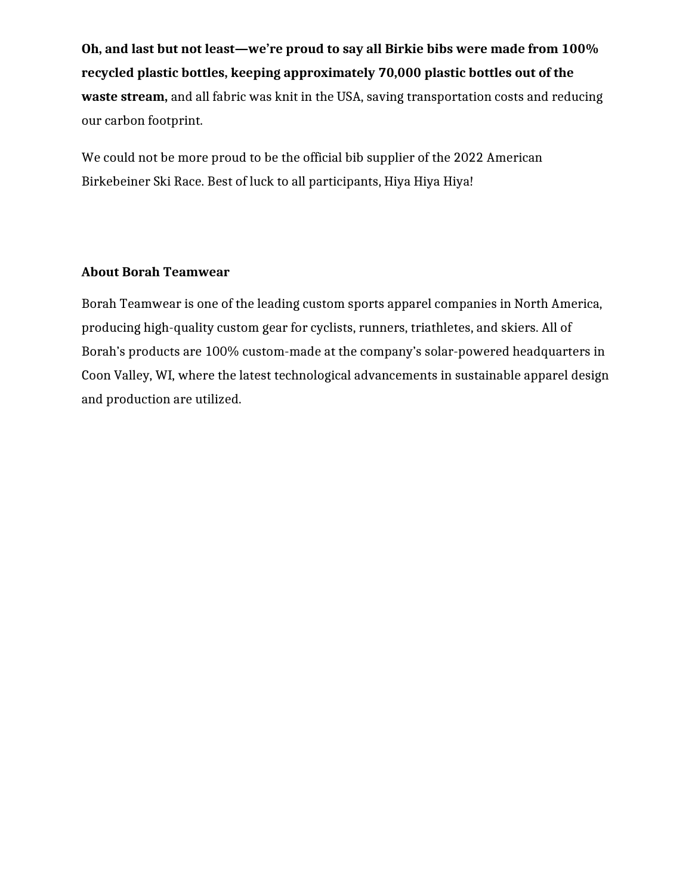**Oh, and last but not least—we're proud to say all Birkie bibs were made from 100% recycled plastic bottles, keeping approximately 70,000 plastic bottles out of the waste stream,** and all fabric was knit in the USA, saving transportation costs and reducing our carbon footprint.

We could not be more proud to be the official bib supplier of the 2022 American Birkebeiner Ski Race. Best of luck to all participants, Hiya Hiya Hiya!

**About Borah Teamwear**

Borah Teamwear is one of the leading custom sports apparel companies in North America, producing high-quality custom gear for cyclists, runners, triathletes, and skiers. All of Borah's products are 100% custom-made at the company's solar-powered headquarters in Coon Valley, WI, where the latest technological advancements in sustainable apparel design and production are utilized.